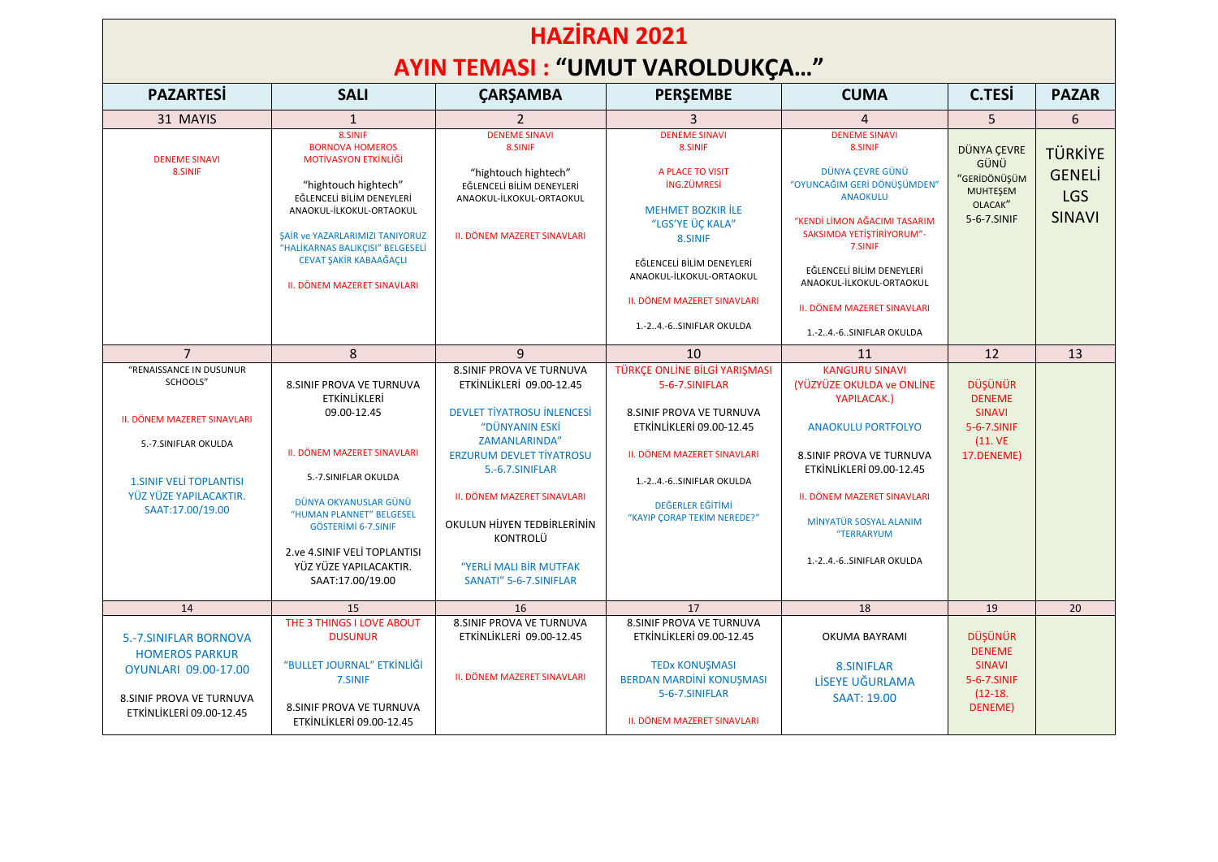# HAZİRAN 2021

## AYIN TEMASI : "UMUT VAROLDUKÇA…"

| PAZARTESİ | SALI | ÇARŞAMBA | PERŞEMBE | CUMA | C.TESİ | PAZAR |
|---|---|---|---|---|---|---|
| 31 MAYIS | 1 | 2 | 3 | 4 | 5 | 6 |
| DENEME SINAVI 8.SINIF | 8.SINIF BORNOVA HOMEROS MOTİVASYON ETKİNLİĞİ<br><br>"hightouch hightech" EĞLENCELİ BİLİM DENEYLERİ ANAOKUL-İLKOKUL-ORTAOKUL<br><br>ŞAİR ve YAZARLARIMIZI TANIYORUZ "HALİKARNAS BALIKÇISI" BELGESELİ CEVAT ŞAKİR KABAAĞAÇLI<br><br>II. DÖNEM MAZERET SINAVLARI | DENEME SINAVI 8.SINIF<br><br>"hightouch hightech" EĞLENCELİ BİLİM DENEYLERİ ANAOKUL-İLKOKUL-ORTAOKUL<br><br>II. DÖNEM MAZERET SINAVLARI | DENEME SINAVI 8.SINIF<br><br>A PLACE TO VISIT İNG.ZÜMRESİ<br><br>MEHMET BOZKIR İLE "LGS'YE ÜÇ KALA" 8.SINIF<br><br>EĞLENCELİ BİLİM DENEYLERİ ANAOKUL-İLKOKUL-ORTAOKUL<br><br>II. DÖNEM MAZERET SINAVLARI<br><br>1.-2..4.-6..SINIFLAR OKULDA | DENEME SINAVI 8.SINIF<br><br>DÜNYA ÇEVRE GÜNÜ "OYUNCAĞIM GERİ DÖNÜŞÜMDEN" ANAOKULU<br><br>"KENDİ LİMON AĞACIMI TASARIM SAKSIMDA YETİŞTİRİYORUM"- 7.SINIF<br><br>EĞLENCELİ BİLİM DENEYLERİ ANAOKUL-İLKOKUL-ORTAOKUL<br><br>II. DÖNEM MAZERET SINAVLARI<br><br>1.-2..4.-6..SINIFLAR OKULDA | DÜNYA ÇEVRE GÜNÜ "GERİDÖNÜŞÜM MUHTEŞEM OLACAK" 5-6-7.SINIF | TÜRKİYE GENELİ LGS SINAVI |
| 7 | 8 | 9 | 10 | 11 | 12 | 13 |
| "RENAISSANCE IN DUSUNUR SCHOOLS"<br><br>II. DÖNEM MAZERET SINAVLARI<br><br>5.-7.SINIFLAR OKULDA<br><br>1.SINIF VELİ TOPLANTISI YÜZ YÜZE YAPILACAKTIR. SAAT:17.00/19.00 | 8.SINIF PROVA VE TURNUVA ETKİNLİKLERİ 09.00-12.45<br><br>II. DÖNEM MAZERET SINAVLARI<br><br>5.-7.SINIFLAR OKULDA<br><br>DÜNYA OKYANUSLAR GÜNÜ "HUMAN PLANNET" BELGESEL GÖSTERİMİ 6-7.SINIF<br><br>2.ve 4.SINIF VELİ TOPLANTISI YÜZ YÜZE YAPILACAKTIR. SAAT:17.00/19.00 | 8.SINIF PROVA VE TURNUVA ETKİNLİKLERİ 09.00-12.45<br><br>DEVLET TİYATROSU İNLENCESİ "DÜNYANIN ESKİ ZAMANLARINDA" ERZURUM DEVLET TİYATROSU 5.-6.7.SINIFLAR<br><br>II. DÖNEM MAZERET SINAVLARI<br><br>OKULUN HİJYEN TEDBİRLERİNİN KONTROLÜ<br><br>"YERLİ MALI BİR MUTFAK SANATI" 5-6-7.SINIFLAR | TÜRKÇE ONLİNE BİLGİ YARIŞMASI 5-6-7.SINIFLAR<br><br>8.SINIF PROVA VE TURNUVA ETKİNLİKLERİ 09.00-12.45<br><br>II. DÖNEM MAZERET SINAVLARI<br><br>1.-2..4.-6..SINIFLAR OKULDA<br><br>DEĞERLER EĞİTİMİ "KAYIP ÇORAP TEKİM NEREDE?" | KANGURU SINAVI (YÜZYÜZE OKULDA ve ONLİNE YAPILACAK.)<br><br>ANAOKULU PORTFOLYO<br><br>8.SINIF PROVA VE TURNUVA ETKİNLİKLERİ 09.00-12.45<br><br>II. DÖNEM MAZERET SINAVLARI<br><br>MİNYATÜR SOSYAL ALANIM "TERRARYUM<br><br>1.-2..4.-6..SINIFLAR OKULDA | DÜŞÜNÜR DENEME SINAVI 5-6-7.SINIF (11. VE 17.DENEME) | |
| 14 | 15 | 16 | 17 | 18 | 19 | 20 |
| 5.-7.SINIFLAR BORNOVA HOMEROS PARKUR OYUNLARI 09.00-17.00<br><br>8.SINIF PROVA VE TURNUVA ETKİNLİKLERİ 09.00-12.45 | THE 3 THINGS I LOVE ABOUT DUSUNUR<br><br>"BULLET JOURNAL" ETKİNLİĞİ 7.SINIF<br><br>8.SINIF PROVA VE TURNUVA ETKİNLİKLERİ 09.00-12.45 | 8.SINIF PROVA VE TURNUVA ETKİNLİKLERİ 09.00-12.45<br><br>II. DÖNEM MAZERET SINAVLARI | 8.SINIF PROVA VE TURNUVA ETKİNLİKLERİ 09.00-12.45<br><br>TEDx KONUŞMASI BERDAN MARDİNİ KONUŞMASI 5-6-7.SINIFLAR<br><br>II. DÖNEM MAZERET SINAVLARI | OKUMA BAYRAMI<br><br>8.SINIFLAR LİSEYE UĞURLAMA SAAT: 19.00 | DÜŞÜNÜR DENEME SINAVI 5-6-7.SINIF (12-18. DENEME) | |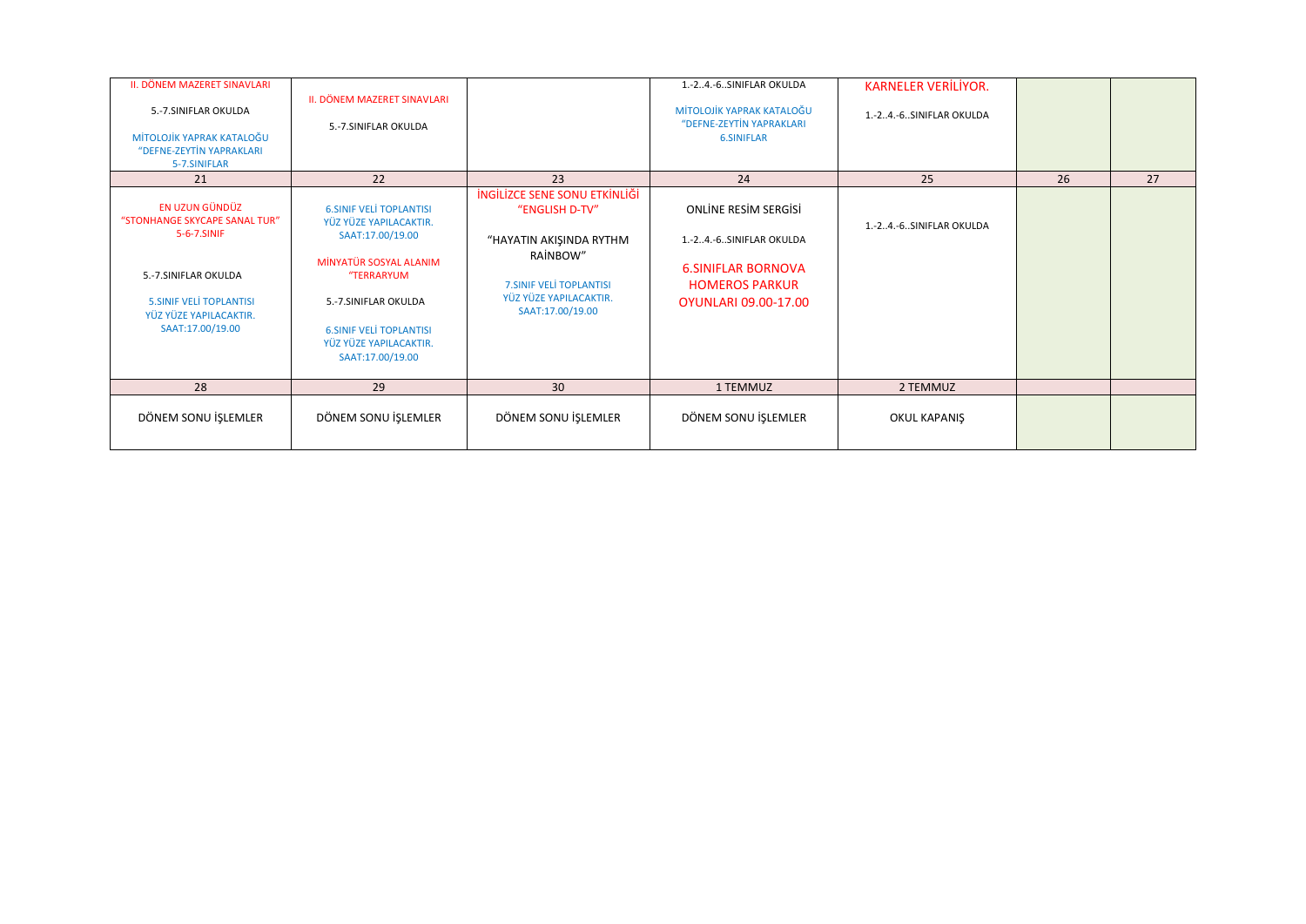| | | | | | | |
|---|---|---|---|---|---|---|
| II. DÖNEM MAZERET SINAVLARI<br><br>5.-7.SINIFLAR OKULDA<br><br>MİTOLOJİK YAPRAK KATALOĞU<br>"DEFNE-ZEYTİN YAPRAKLARI<br>5-7.SINIFLAR | II. DÖNEM MAZERET SINAVLARI<br><br>5.-7.SINIFLAR OKULDA | | 1.-2..4.-6..SINIFLAR OKULDA<br><br>MİTOLOJİK YAPRAK KATALOĞU<br>"DEFNE-ZEYTİN YAPRAKLARI<br>6.SINIFLAR | KARNELER VERİLİYOR.<br><br>1.-2..4.-6..SINIFLAR OKULDA | | |
| 21 | 22 | 23 | 24 | 25 | 26 | 27 |
| EN UZUN GÜNDÜZ<br>"STONHANGE SKYCAPE SANAL TUR"<br>5-6-7.SINIF<br><br>5.-7.SINIFLAR OKULDA<br><br>5.SINIF VELİ TOPLANTISI<br>YÜZ YÜZE YAPILACAKTIR.<br>SAAT:17.00/19.00 | 6.SINIF VELİ TOPLANTISI<br>YÜZ YÜZE YAPILACAKTIR.<br>SAAT:17.00/19.00<br><br>MİNYATÜR SOSYAL ALANIM<br>"TERRARYUM<br><br>5.-7.SINIFLAR OKULDA<br><br>6.SINIF VELİ TOPLANTISI<br>YÜZ YÜZE YAPILACAKTIR.<br>SAAT:17.00/19.00 | İNGİLİZCE SENE SONU ETKİNLİĞİ<br>"ENGLISH D-TV"<br><br>"HAYATIN AKIŞINDA RYTHM RAİNBOW"<br><br>7.SINIF VELİ TOPLANTISI<br>YÜZ YÜZE YAPILACAKTIR.<br>SAAT:17.00/19.00 | ONLİNE RESİM SERGİSİ<br><br>1.-2..4.-6..SINIFLAR OKULDA<br><br>6.SINIFLAR BORNOVA<br>HOMEROS PARKUR<br>OYUNLARI 09.00-17.00 | 1.-2..4.-6..SINIFLAR OKULDA | | |
| 28 | 29 | 30 | 1 TEMMUZ | 2 TEMMUZ | | |
| DÖNEM SONU İŞLEMLER | DÖNEM SONU İŞLEMLER | DÖNEM SONU İŞLEMLER | DÖNEM SONU İŞLEMLER | OKUL KAPANIŞ | | |